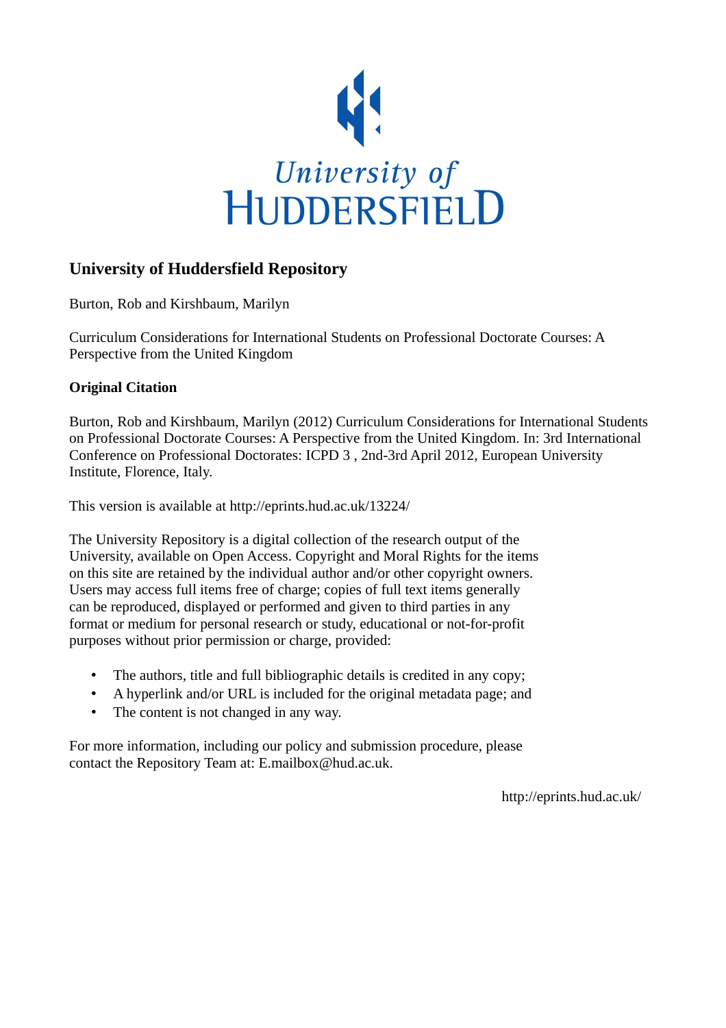University of HUDDERSFIELD

## University of Huddersfield Repository

Burton, Rob and Kirshbaum, Marilyn

Curriculum Considerations for International Students on Professional Doctorate Courses: A Perspective from the United Kingdom

### Original Citation

Burton, Rob and Kirshbaum, Marilyn (2012) Curriculum Considerations for International Students on Professional Doctorate Courses: A Perspective from the United Kingdom. In: 3rd International Conference on Professional Doctorates: ICPD 3 , 2nd-3rd April 2012, European University Institute, Florence, Italy.

This version is available at http://eprints.hud.ac.uk/13224/

The University Repository is a digital collection of the research output of the University, available on Open Access. Copyright and Moral Rights for the items on this site are retained by the individual author and/or other copyright owners. Users may access full items free of charge; copies of full text items generally can be reproduced, displayed or performed and given to third parties in any format or medium for personal research or study, educational or not-for-profit purposes without prior permission or charge, provided:

- The authors, title and full bibliographic details is credited in any copy;
- A hyperlink and/or URL is included for the original metadata page; and
- The content is not changed in any way.

For more information, including our policy and submission procedure, please contact the Repository Team at: E.mailbox@hud.ac.uk.

http://eprints.hud.ac.uk/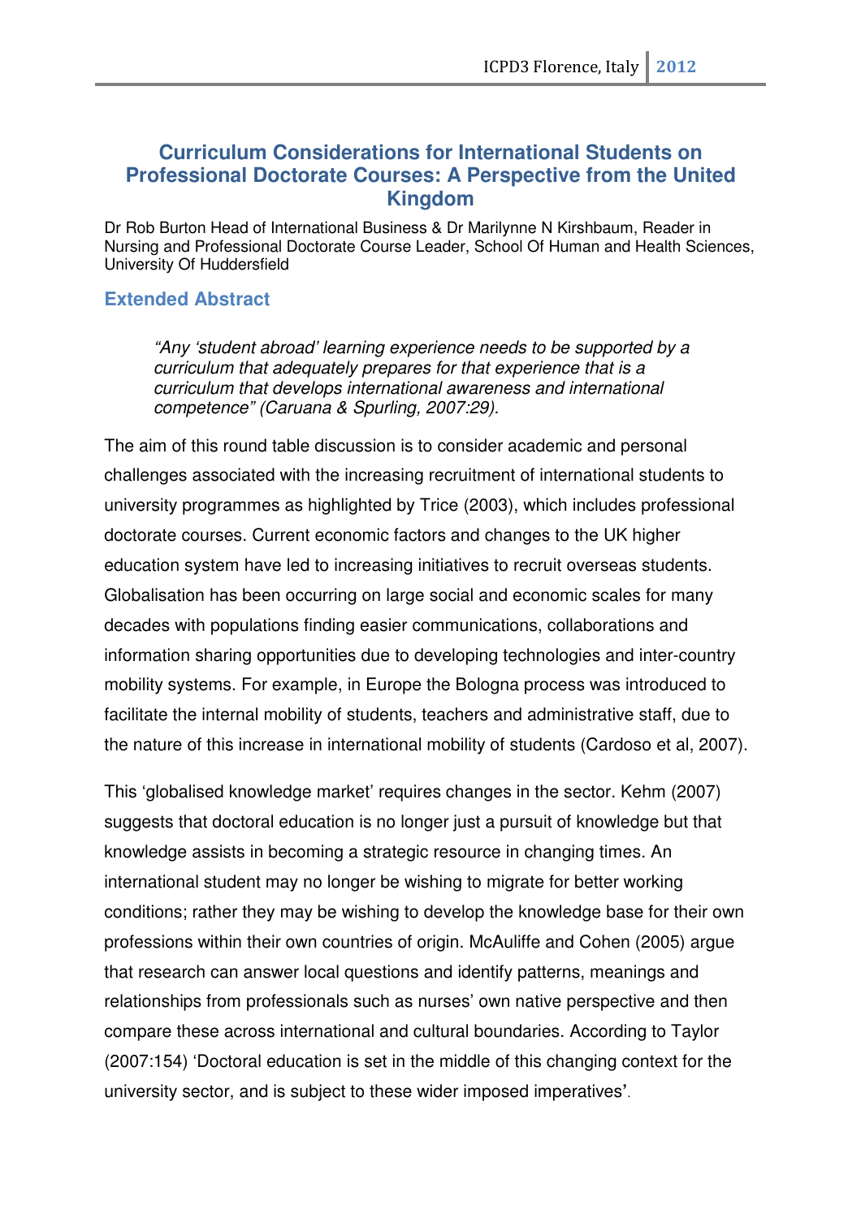# Curriculum Considerations for International Students on Professional Doctorate Courses: A Perspective from the United Kingdom

Dr Rob Burton Head of International Business & Dr Marilynne N Kirshbaum, Reader in Nursing and Professional Doctorate Course Leader, School Of Human and Health Sciences, University Of Huddersfield

## Extended Abstract

> *"Any 'student abroad' learning experience needs to be supported by a curriculum that adequately prepares for that experience that is a curriculum that develops international awareness and international competence" (Caruana & Spurling, 2007:29).*

The aim of this round table discussion is to consider academic and personal challenges associated with the increasing recruitment of international students to university programmes as highlighted by Trice (2003), which includes professional doctorate courses. Current economic factors and changes to the UK higher education system have led to increasing initiatives to recruit overseas students. Globalisation has been occurring on large social and economic scales for many decades with populations finding easier communications, collaborations and information sharing opportunities due to developing technologies and inter-country mobility systems. For example, in Europe the Bologna process was introduced to facilitate the internal mobility of students, teachers and administrative staff, due to the nature of this increase in international mobility of students (Cardoso et al, 2007).

This 'globalised knowledge market' requires changes in the sector. Kehm (2007) suggests that doctoral education is no longer just a pursuit of knowledge but that knowledge assists in becoming a strategic resource in changing times. An international student may no longer be wishing to migrate for better working conditions; rather they may be wishing to develop the knowledge base for their own professions within their own countries of origin. McAuliffe and Cohen (2005) argue that research can answer local questions and identify patterns, meanings and relationships from professionals such as nurses' own native perspective and then compare these across international and cultural boundaries. According to Taylor (2007:154) 'Doctoral education is set in the middle of this changing context for the university sector, and is subject to these wider imposed imperatives'.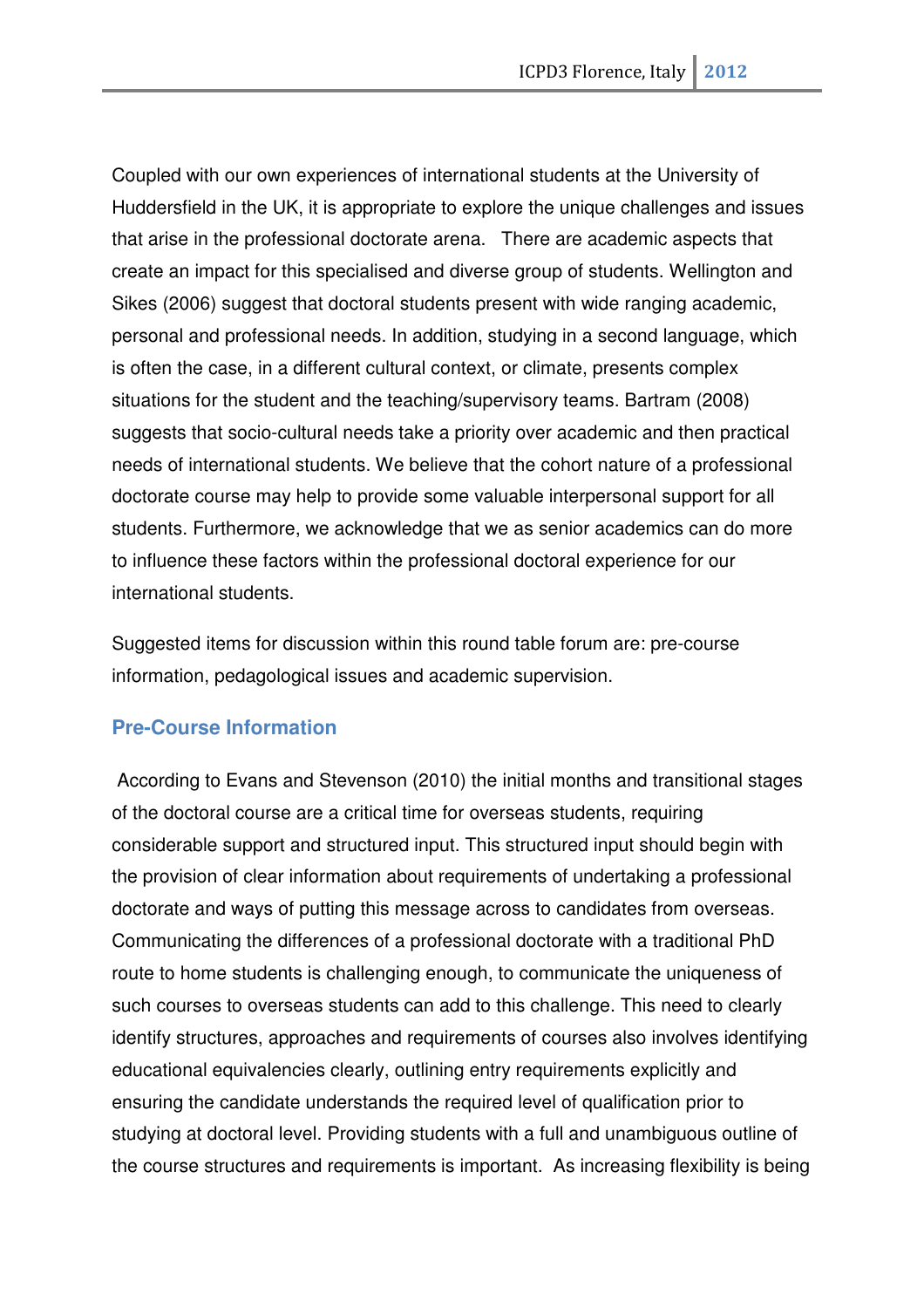Coupled with our own experiences of international students at the University of Huddersfield in the UK, it is appropriate to explore the unique challenges and issues that arise in the professional doctorate arena. There are academic aspects that create an impact for this specialised and diverse group of students. Wellington and Sikes (2006) suggest that doctoral students present with wide ranging academic, personal and professional needs. In addition, studying in a second language, which is often the case, in a different cultural context, or climate, presents complex situations for the student and the teaching/supervisory teams. Bartram (2008) suggests that socio-cultural needs take a priority over academic and then practical needs of international students. We believe that the cohort nature of a professional doctorate course may help to provide some valuable interpersonal support for all students. Furthermore, we acknowledge that we as senior academics can do more to influence these factors within the professional doctoral experience for our international students.

Suggested items for discussion within this round table forum are: pre-course information, pedagological issues and academic supervision.

## Pre-Course Information

According to Evans and Stevenson (2010) the initial months and transitional stages of the doctoral course are a critical time for overseas students, requiring considerable support and structured input. This structured input should begin with the provision of clear information about requirements of undertaking a professional doctorate and ways of putting this message across to candidates from overseas. Communicating the differences of a professional doctorate with a traditional PhD route to home students is challenging enough, to communicate the uniqueness of such courses to overseas students can add to this challenge. This need to clearly identify structures, approaches and requirements of courses also involves identifying educational equivalencies clearly, outlining entry requirements explicitly and ensuring the candidate understands the required level of qualification prior to studying at doctoral level. Providing students with a full and unambiguous outline of the course structures and requirements is important. As increasing flexibility is being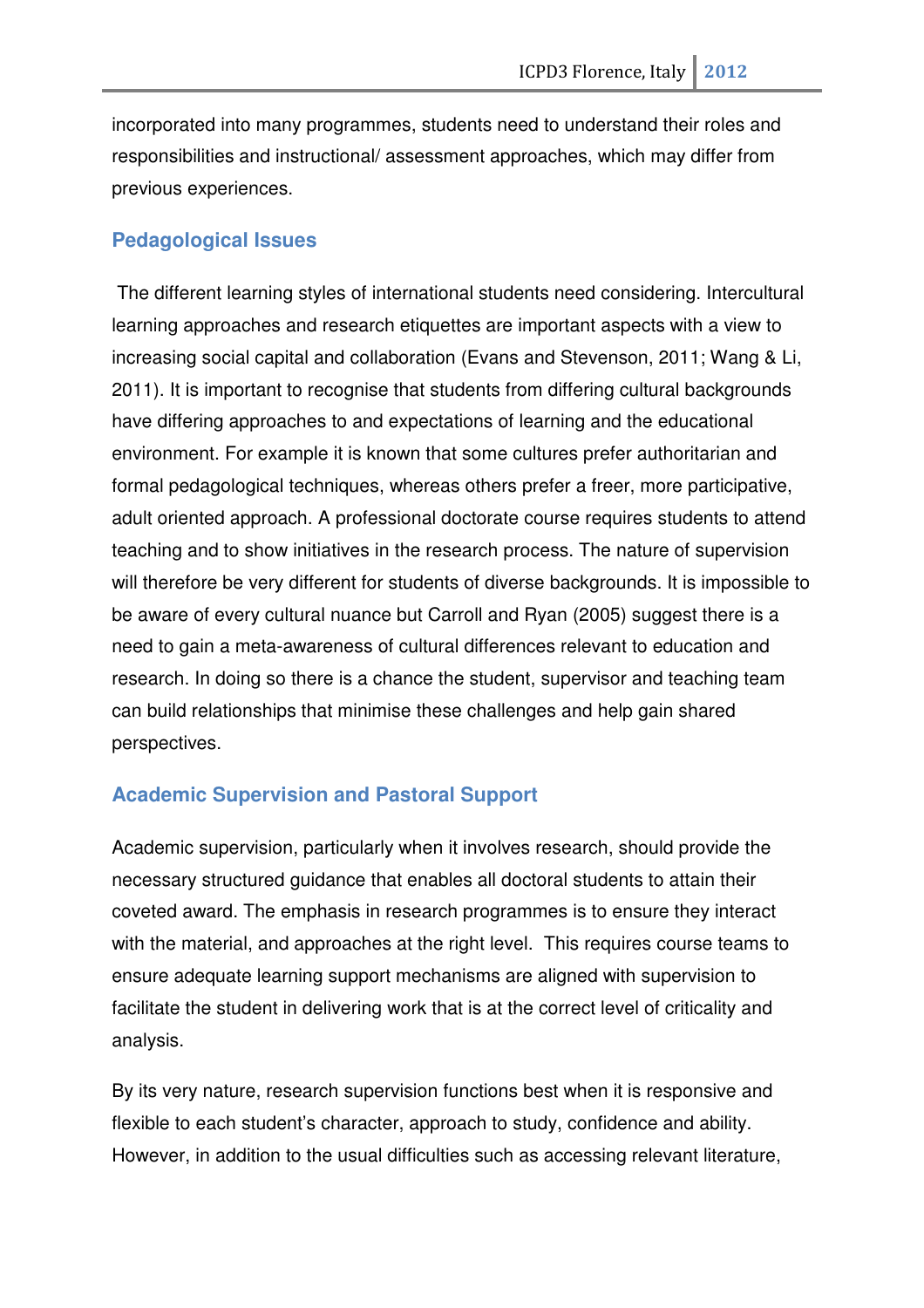incorporated into many programmes, students need to understand their roles and responsibilities and instructional/ assessment approaches, which may differ from previous experiences.

## Pedagological Issues

The different learning styles of international students need considering. Intercultural learning approaches and research etiquettes are important aspects with a view to increasing social capital and collaboration (Evans and Stevenson, 2011; Wang & Li, 2011). It is important to recognise that students from differing cultural backgrounds have differing approaches to and expectations of learning and the educational environment. For example it is known that some cultures prefer authoritarian and formal pedagogical techniques, whereas others prefer a freer, more participative, adult oriented approach. A professional doctorate course requires students to attend teaching and to show initiatives in the research process. The nature of supervision will therefore be very different for students of diverse backgrounds. It is impossible to be aware of every cultural nuance but Carroll and Ryan (2005) suggest there is a need to gain a meta-awareness of cultural differences relevant to education and research. In doing so there is a chance the student, supervisor and teaching team can build relationships that minimise these challenges and help gain shared perspectives.

## Academic Supervision and Pastoral Support

Academic supervision, particularly when it involves research, should provide the necessary structured guidance that enables all doctoral students to attain their coveted award. The emphasis in research programmes is to ensure they interact with the material, and approaches at the right level. This requires course teams to ensure adequate learning support mechanisms are aligned with supervision to facilitate the student in delivering work that is at the correct level of criticality and analysis.

By its very nature, research supervision functions best when it is responsive and flexible to each student's character, approach to study, confidence and ability. However, in addition to the usual difficulties such as accessing relevant literature,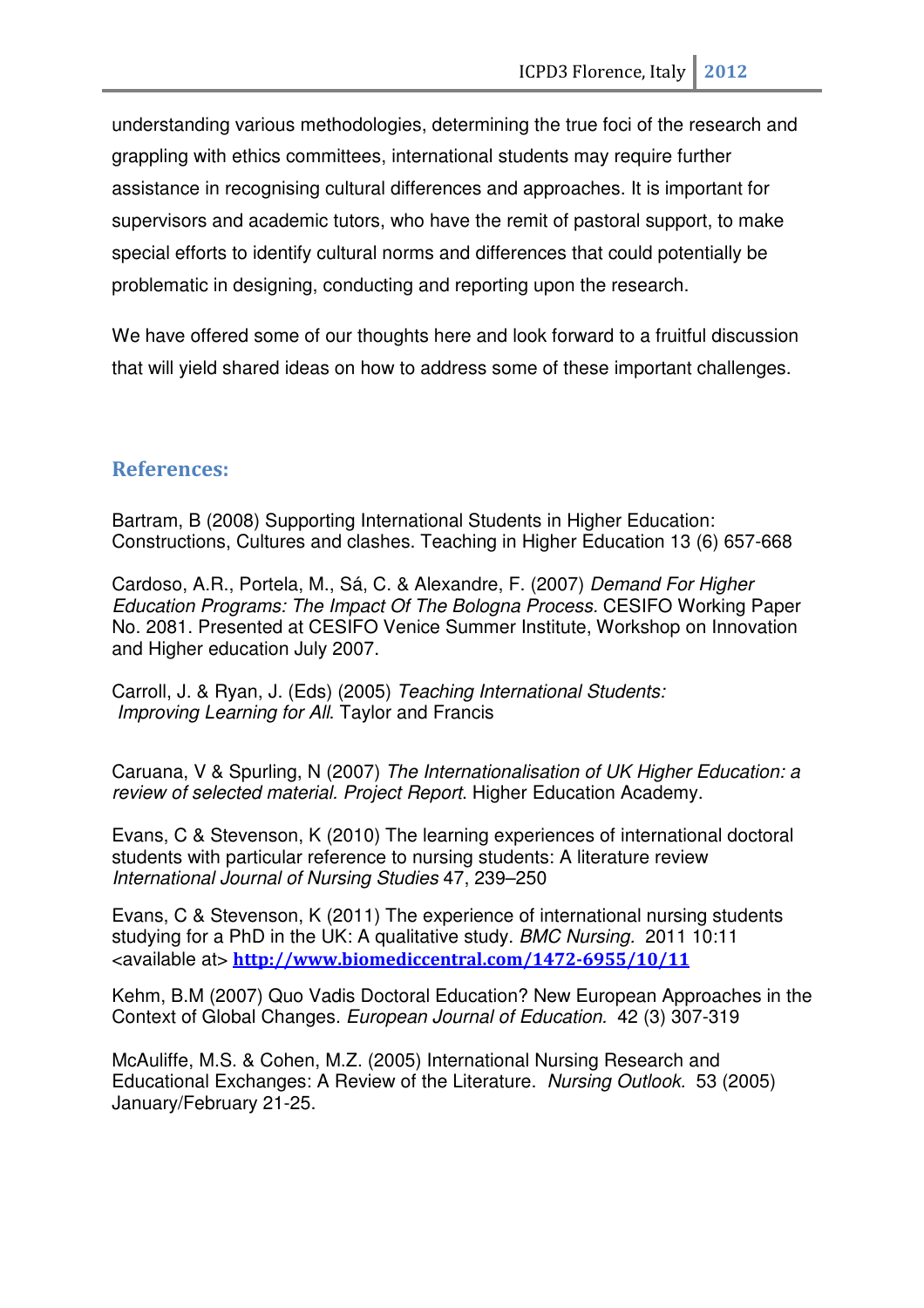understanding various methodologies, determining the true foci of the research and grappling with ethics committees, international students may require further assistance in recognising cultural differences and approaches. It is important for supervisors and academic tutors, who have the remit of pastoral support, to make special efforts to identify cultural norms and differences that could potentially be problematic in designing, conducting and reporting upon the research.

We have offered some of our thoughts here and look forward to a fruitful discussion that will yield shared ideas on how to address some of these important challenges.

## References:

Bartram, B (2008) Supporting International Students in Higher Education: Constructions, Cultures and clashes. Teaching in Higher Education 13 (6) 657-668

Cardoso, A.R., Portela, M., Sá, C. & Alexandre, F. (2007) *Demand For Higher Education Programs: The Impact Of The Bologna Process.* CESIFO Working Paper No. 2081. Presented at CESIFO Venice Summer Institute, Workshop on Innovation and Higher education July 2007.

Carroll, J. & Ryan, J. (Eds) (2005) *Teaching International Students: Improving Learning for All*. Taylor and Francis

Caruana, V & Spurling, N (2007) *The Internationalisation of UK Higher Education: a review of selected material. Project Report*. Higher Education Academy.

Evans, C & Stevenson, K (2010) The learning experiences of international doctoral students with particular reference to nursing students: A literature review *International Journal of Nursing Studies* 47, 239–250

Evans, C & Stevenson, K (2011) The experience of international nursing students studying for a PhD in the UK: A qualitative study. *BMC Nursing.* 2011 10:11 <available at> **http://www.biomediccentral.com/1472-6955/10/11**

Kehm, B.M (2007) Quo Vadis Doctoral Education? New European Approaches in the Context of Global Changes. *European Journal of Education.* 42 (3) 307-319

McAuliffe, M.S. & Cohen, M.Z. (2005) International Nursing Research and Educational Exchanges: A Review of the Literature. *Nursing Outlook.* 53 (2005) January/February 21-25.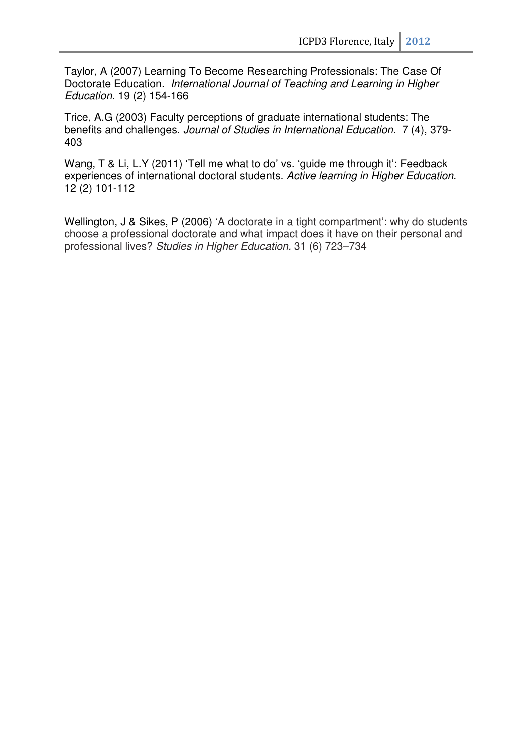Taylor, A (2007) Learning To Become Researching Professionals: The Case Of Doctorate Education. *International Journal of Teaching and Learning in Higher Education*. 19 (2) 154-166

Trice, A.G (2003) Faculty perceptions of graduate international students: The benefits and challenges. *Journal of Studies in International Education.* 7 (4), 379-403

Wang, T & Li, L.Y (2011) 'Tell me what to do' vs. 'guide me through it': Feedback experiences of international doctoral students. *Active learning in Higher Education*. 12 (2) 101-112

Wellington, J & Sikes, P (2006) 'A doctorate in a tight compartment': why do students choose a professional doctorate and what impact does it have on their personal and professional lives? *Studies in Higher Education*. 31 (6) 723–734